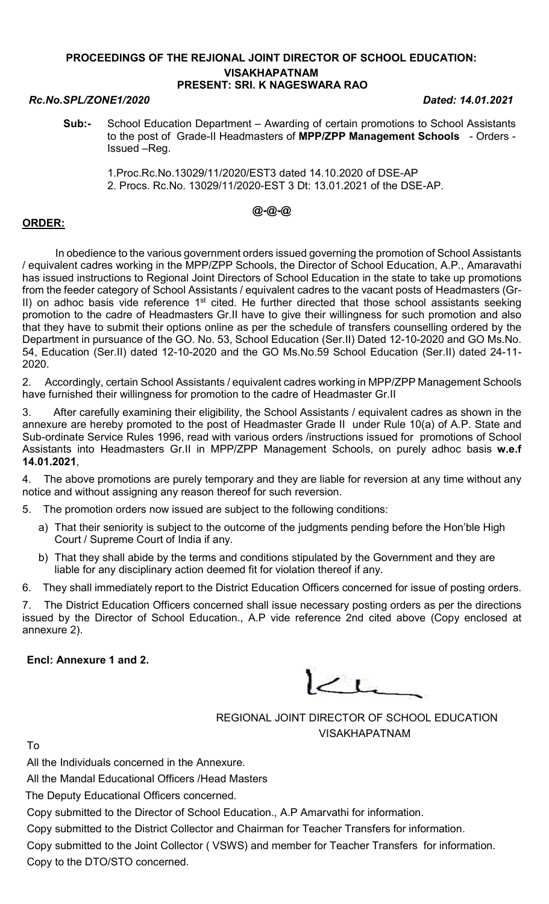# PROCEEDINGS OF THE REJIONAL JOINT DIRECTOR OF SCHOOL EDUCATION: VISAKHAPATNAM

## PRESENT: SRI. K NAGESWARA RAO

***Rc.No.SPL/ZONE1/2020*** ***Dated: 14.01.2021***

**Sub:-** School Education Department – Awarding of certain promotions to School Assistants to the post of Grade-II Headmasters of **MPP/ZPP Management Schools** - Orders - Issued –Reg.

1.Proc.Rc.No.13029/11/2020/EST3 dated 14.10.2020 of DSE-AP
2. Procs. Rc.No. 13029/11/2020-EST 3 Dt: 13.01.2021 of the DSE-AP.

**@-@-@**

**ORDER:**

In obedience to the various government orders issued governing the promotion of School Assistants / equivalent cadres working in the MPP/ZPP Schools, the Director of School Education, A.P., Amaravathi has issued instructions to Regional Joint Directors of School Education in the state to take up promotions from the feeder category of School Assistants / equivalent cadres to the vacant posts of Headmasters (Gr-II) on adhoc basis vide reference 1st cited. He further directed that those school assistants seeking promotion to the cadre of Headmasters Gr.II have to give their willingness for such promotion and also that they have to submit their options online as per the schedule of transfers counselling ordered by the Department in pursuance of the GO. No. 53, School Education (Ser.II) Dated 12-10-2020 and GO Ms.No. 54, Education (Ser.II) dated 12-10-2020 and the GO Ms.No.59 School Education (Ser.II) dated 24-11-2020.

2. Accordingly, certain School Assistants / equivalent cadres working in MPP/ZPP Management Schools have furnished their willingness for promotion to the cadre of Headmaster Gr.II

3. After carefully examining their eligibility, the School Assistants / equivalent cadres as shown in the annexure are hereby promoted to the post of Headmaster Grade II under Rule 10(a) of A.P. State and Sub-ordinate Service Rules 1996, read with various orders /instructions issued for promotions of School Assistants into Headmasters Gr.II in MPP/ZPP Management Schools, on purely adhoc basis **w.e.f 14.01.2021**,

4. The above promotions are purely temporary and they are liable for reversion at any time without any notice and without assigning any reason thereof for such reversion.

5. The promotion orders now issued are subject to the following conditions:

a) That their seniority is subject to the outcome of the judgments pending before the Hon'ble High Court / Supreme Court of India if any.

b) That they shall abide by the terms and conditions stipulated by the Government and they are liable for any disciplinary action deemed fit for violation thereof if any.

6. They shall immediately report to the District Education Officers concerned for issue of posting orders.

7. The District Education Officers concerned shall issue necessary posting orders as per the directions issued by the Director of School Education., A.P vide reference 2nd cited above (Copy enclosed at annexure 2).

**Encl: Annexure 1 and 2.**

REGIONAL JOINT DIRECTOR OF SCHOOL EDUCATION
VISAKHAPATNAM

To

All the Individuals concerned in the Annexure.

All the Mandal Educational Officers /Head Masters

The Deputy Educational Officers concerned.

Copy submitted to the Director of School Education., A.P Amarvathi for information.

Copy submitted to the District Collector and Chairman for Teacher Transfers for information.

Copy submitted to the Joint Collector ( VSWS) and member for Teacher Transfers for information.

Copy to the DTO/STO concerned.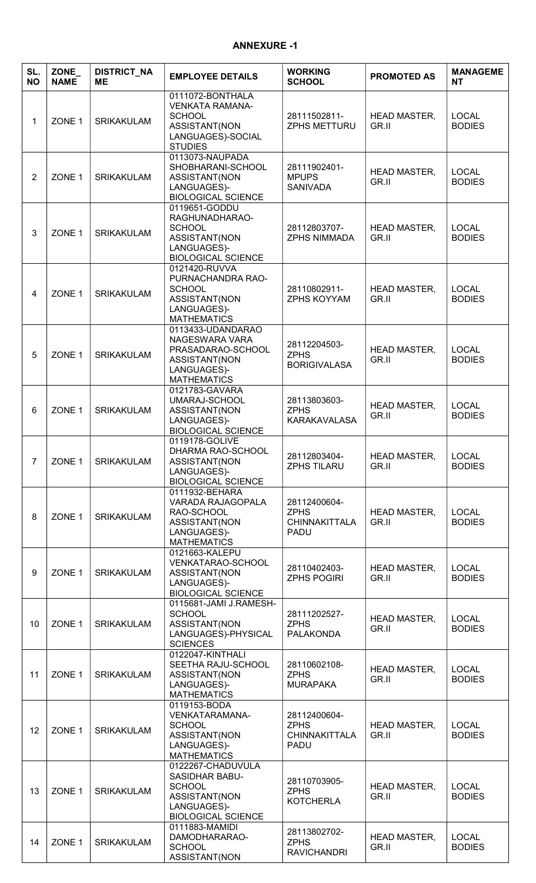## ANNEXURE -1

| SL. NO | ZONE_NAME | DISTRICT_NAME | EMPLOYEE DETAILS | WORKING SCHOOL | PROMOTED AS | MANAGEMENT |
|---|---|---|---|---|---|---|
| 1 | ZONE 1 | SRIKAKULAM | 0111072-BONTHALA VENKATA RAMANA-SCHOOL ASSISTANT(NON LANGUAGES)-SOCIAL STUDIES | 28111502811-ZPHS METTURU | HEAD MASTER, GR.II | LOCAL BODIES |
| 2 | ZONE 1 | SRIKAKULAM | 0113073-NAUPADA SHOBHARANI-SCHOOL ASSISTANT(NON LANGUAGES)-BIOLOGICAL SCIENCE | 28111902401-MPUPS SANIVADA | HEAD MASTER, GR.II | LOCAL BODIES |
| 3 | ZONE 1 | SRIKAKULAM | 0119651-GODDU RAGHUNADHARAO-SCHOOL ASSISTANT(NON LANGUAGES)-BIOLOGICAL SCIENCE | 28112803707-ZPHS NIMMADA | HEAD MASTER, GR.II | LOCAL BODIES |
| 4 | ZONE 1 | SRIKAKULAM | 0121420-RUVVA PURNACHANDRA RAO-SCHOOL ASSISTANT(NON LANGUAGES)-MATHEMATICS | 28110802911-ZPHS KOYYAM | HEAD MASTER, GR.II | LOCAL BODIES |
| 5 | ZONE 1 | SRIKAKULAM | 0113433-UDANDARAO NAGESWARA VARA PRASADARAO-SCHOOL ASSISTANT(NON LANGUAGES)-MATHEMATICS | 28112204503-ZPHS BORIGIVALASA | HEAD MASTER, GR.II | LOCAL BODIES |
| 6 | ZONE 1 | SRIKAKULAM | 0121783-GAVARA UMARAJ-SCHOOL ASSISTANT(NON LANGUAGES)-BIOLOGICAL SCIENCE | 28113803603-ZPHS KARAKAVALASA | HEAD MASTER, GR.II | LOCAL BODIES |
| 7 | ZONE 1 | SRIKAKULAM | 0119178-GOLIVE DHARMA RAO-SCHOOL ASSISTANT(NON LANGUAGES)-BIOLOGICAL SCIENCE | 28112803404-ZPHS TILARU | HEAD MASTER, GR.II | LOCAL BODIES |
| 8 | ZONE 1 | SRIKAKULAM | 0111932-BEHARA VARADA RAJAGOPALA RAO-SCHOOL ASSISTANT(NON LANGUAGES)-MATHEMATICS | 28112400604-ZPHS CHINNAKITTALA PADU | HEAD MASTER, GR.II | LOCAL BODIES |
| 9 | ZONE 1 | SRIKAKULAM | 0121663-KALEPU VENKATARAO-SCHOOL ASSISTANT(NON LANGUAGES)-BIOLOGICAL SCIENCE | 28110402403-ZPHS POGIRI | HEAD MASTER, GR.II | LOCAL BODIES |
| 10 | ZONE 1 | SRIKAKULAM | 0115681-JAMI J.RAMESH-SCHOOL ASSISTANT(NON LANGUAGES)-PHYSICAL SCIENCES | 28111202527-ZPHS PALAKONDA | HEAD MASTER, GR.II | LOCAL BODIES |
| 11 | ZONE 1 | SRIKAKULAM | 0122047-KINTHALI SEETHA RAJU-SCHOOL ASSISTANT(NON LANGUAGES)-MATHEMATICS | 28110602108-ZPHS MURAPAKA | HEAD MASTER, GR.II | LOCAL BODIES |
| 12 | ZONE 1 | SRIKAKULAM | 0119153-BODA VENKATARAMANA-SCHOOL ASSISTANT(NON LANGUAGES)-MATHEMATICS | 28112400604-ZPHS CHINNAKITTALA PADU | HEAD MASTER, GR.II | LOCAL BODIES |
| 13 | ZONE 1 | SRIKAKULAM | 0122267-CHADUVULA SASIDHAR BABU-SCHOOL ASSISTANT(NON LANGUAGES)-BIOLOGICAL SCIENCE | 28110703905-ZPHS KOTCHERLA | HEAD MASTER, GR.II | LOCAL BODIES |
| 14 | ZONE 1 | SRIKAKULAM | 0111883-MAMIDI DAMODHARARAO-SCHOOL ASSISTANT(NON | 28113802702-ZPHS RAVICHANDRI | HEAD MASTER, GR.II | LOCAL BODIES |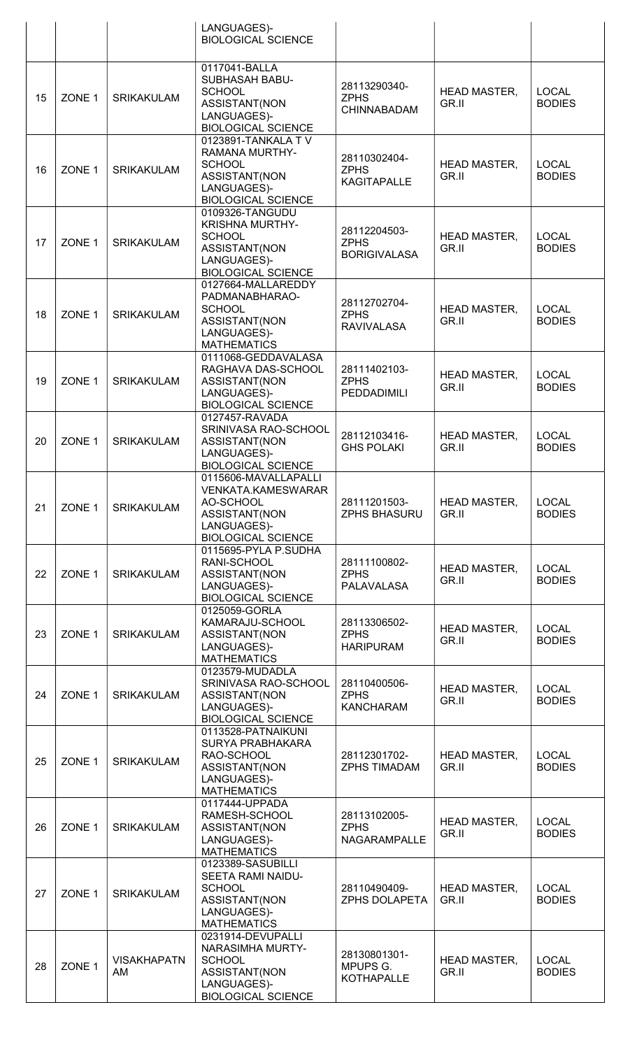| | | | LANGUAGES)-BIOLOGICAL SCIENCE | | | |
|---|---|---|---|---|---|---|
| 15 | ZONE 1 | SRIKAKULAM | 0117041-BALLA SUBHASAH BABU-SCHOOL ASSISTANT(NON LANGUAGES)-BIOLOGICAL SCIENCE | 28113290340-ZPHS CHINNABADAM | HEAD MASTER, GR.II | LOCAL BODIES |
| 16 | ZONE 1 | SRIKAKULAM | 0123891-TANKALA T V RAMANA MURTHY-SCHOOL ASSISTANT(NON LANGUAGES)-BIOLOGICAL SCIENCE | 28110302404-ZPHS KAGITAPALLE | HEAD MASTER, GR.II | LOCAL BODIES |
| 17 | ZONE 1 | SRIKAKULAM | 0109326-TANGUDU KRISHNA MURTHY-SCHOOL ASSISTANT(NON LANGUAGES)-BIOLOGICAL SCIENCE | 28112204503-ZPHS BORIGIVALASA | HEAD MASTER, GR.II | LOCAL BODIES |
| 18 | ZONE 1 | SRIKAKULAM | 0127664-MALLAREDDY PADMANABHARAO-SCHOOL ASSISTANT(NON LANGUAGES)-MATHEMATICS | 28112702704-ZPHS RAVIVALASA | HEAD MASTER, GR.II | LOCAL BODIES |
| 19 | ZONE 1 | SRIKAKULAM | 0111068-GEDDAVALASA RAGHAVA DAS-SCHOOL ASSISTANT(NON LANGUAGES)-BIOLOGICAL SCIENCE | 28111402103-ZPHS PEDDADIMILI | HEAD MASTER, GR.II | LOCAL BODIES |
| 20 | ZONE 1 | SRIKAKULAM | 0127457-RAVADA SRINIVASA RAO-SCHOOL ASSISTANT(NON LANGUAGES)-BIOLOGICAL SCIENCE | 28112103416-GHS POLAKI | HEAD MASTER, GR.II | LOCAL BODIES |
| 21 | ZONE 1 | SRIKAKULAM | 0115606-MAVALLAPALLI VENKATA.KAMESWARARAO-SCHOOL ASSISTANT(NON LANGUAGES)-BIOLOGICAL SCIENCE | 28111201503-ZPHS BHASURU | HEAD MASTER, GR.II | LOCAL BODIES |
| 22 | ZONE 1 | SRIKAKULAM | 0115695-PYLA P.SUDHA RANI-SCHOOL ASSISTANT(NON LANGUAGES)-BIOLOGICAL SCIENCE | 28111100802-ZPHS PALAVALASA | HEAD MASTER, GR.II | LOCAL BODIES |
| 23 | ZONE 1 | SRIKAKULAM | 0125059-GORLA KAMARAJU-SCHOOL ASSISTANT(NON LANGUAGES)-MATHEMATICS | 28113306502-ZPHS HARIPURAM | HEAD MASTER, GR.II | LOCAL BODIES |
| 24 | ZONE 1 | SRIKAKULAM | 0123579-MUDADLA SRINIVASA RAO-SCHOOL ASSISTANT(NON LANGUAGES)-BIOLOGICAL SCIENCE | 28110400506-ZPHS KANCHARAM | HEAD MASTER, GR.II | LOCAL BODIES |
| 25 | ZONE 1 | SRIKAKULAM | 0113528-PATNAIKUNI SURYA PRABHAKARA RAO-SCHOOL ASSISTANT(NON LANGUAGES)-MATHEMATICS | 28112301702-ZPHS TIMADAM | HEAD MASTER, GR.II | LOCAL BODIES |
| 26 | ZONE 1 | SRIKAKULAM | 0117444-UPPADA RAMESH-SCHOOL ASSISTANT(NON LANGUAGES)-MATHEMATICS | 28113102005-ZPHS NAGARAMPALLE | HEAD MASTER, GR.II | LOCAL BODIES |
| 27 | ZONE 1 | SRIKAKULAM | 0123389-SASUBILLI SEETA RAMI NAIDU-SCHOOL ASSISTANT(NON LANGUAGES)-MATHEMATICS | 28110490409-ZPHS DOLAPETA | HEAD MASTER, GR.II | LOCAL BODIES |
| 28 | ZONE 1 | VISAKHAPATNAM | 0231914-DEVUPALLI NARASIMHA MURTY-SCHOOL ASSISTANT(NON LANGUAGES)-BIOLOGICAL SCIENCE | 28130801301-MPUPS G. KOTHAPALLE | HEAD MASTER, GR.II | LOCAL BODIES |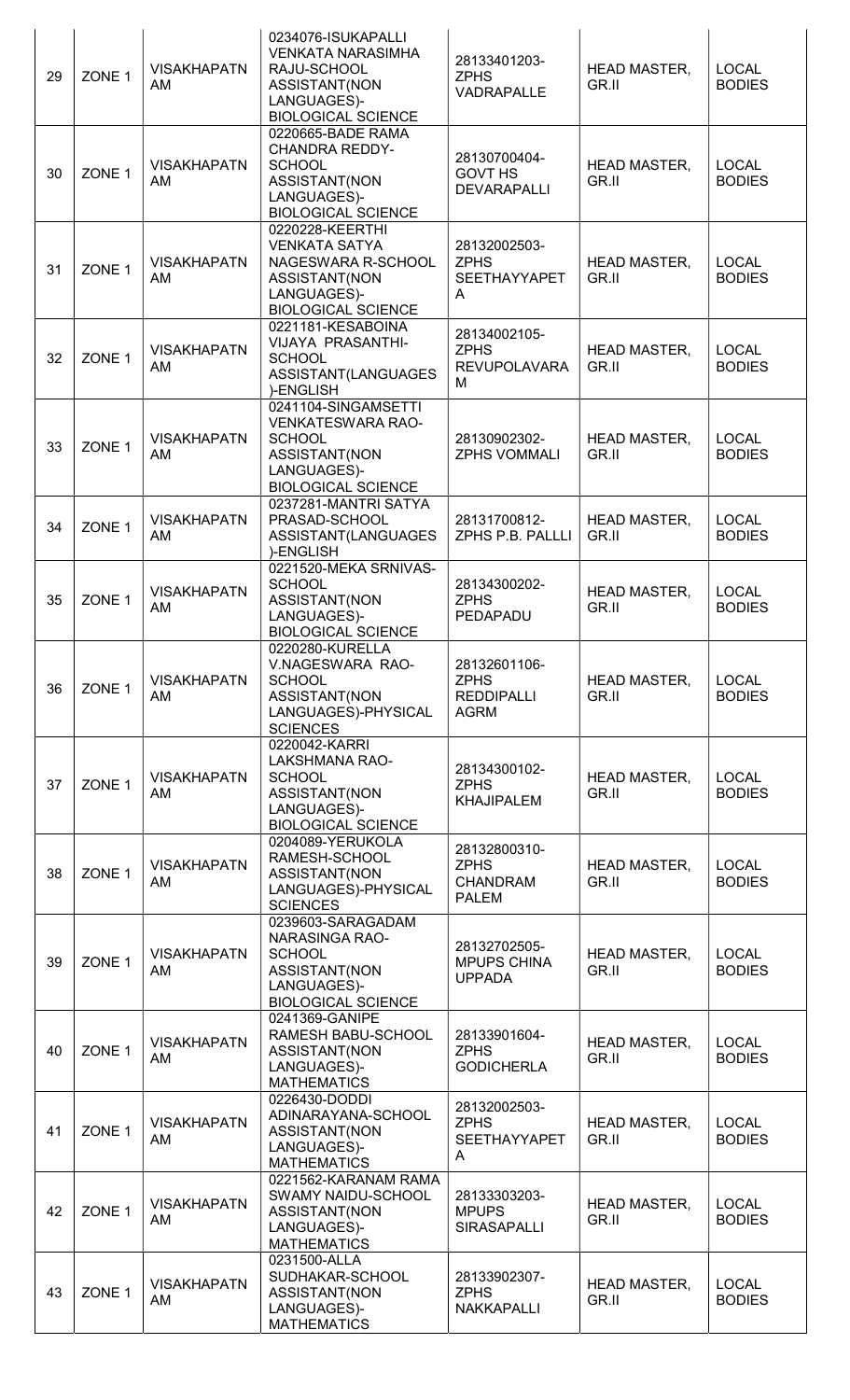| 29 | ZONE 1 | VISAKHAPATNAM | 0234076-ISUKAPALLI VENKATA NARASIMHA RAJU-SCHOOL ASSISTANT(NON LANGUAGES)-BIOLOGICAL SCIENCE | 28133401203-ZPHS VADRAPALLE | HEAD MASTER, GR.II | LOCAL BODIES |
|---|---|---|---|---|---|---|
| 30 | ZONE 1 | VISAKHAPATNAM | 0220665-BADE RAMA CHANDRA REDDY-SCHOOL ASSISTANT(NON LANGUAGES)-BIOLOGICAL SCIENCE | 28130700404-GOVT HS DEVARAPALLI | HEAD MASTER, GR.II | LOCAL BODIES |
| 31 | ZONE 1 | VISAKHAPATNAM | 0220228-KEERTHI VENKATA SATYA NAGESWARA R-SCHOOL ASSISTANT(NON LANGUAGES)-BIOLOGICAL SCIENCE | 28132002503-ZPHS SEETHAYYAPETA | HEAD MASTER, GR.II | LOCAL BODIES |
| 32 | ZONE 1 | VISAKHAPATNAM | 0221181-KESABOINA VIJAYA PRASANTHI-SCHOOL ASSISTANT(LANGUAGES)-ENGLISH | 28134002105-ZPHS REVUPOLAVARAM | HEAD MASTER, GR.II | LOCAL BODIES |
| 33 | ZONE 1 | VISAKHAPATNAM | 0241104-SINGAMSETTI VENKATESWARA RAO-SCHOOL ASSISTANT(NON LANGUAGES)-BIOLOGICAL SCIENCE | 28130902302-ZPHS VOMMALI | HEAD MASTER, GR.II | LOCAL BODIES |
| 34 | ZONE 1 | VISAKHAPATNAM | 0237281-MANTRI SATYA PRASAD-SCHOOL ASSISTANT(LANGUAGES)-ENGLISH | 28131700812-ZPHS P.B. PALLLI | HEAD MASTER, GR.II | LOCAL BODIES |
| 35 | ZONE 1 | VISAKHAPATNAM | 0221520-MEKA SRNIVAS-SCHOOL ASSISTANT(NON LANGUAGES)-BIOLOGICAL SCIENCE | 28134300202-ZPHS PEDAPADU | HEAD MASTER, GR.II | LOCAL BODIES |
| 36 | ZONE 1 | VISAKHAPATNAM | 0220280-KURELLA V.NAGESWARA RAO-SCHOOL ASSISTANT(NON LANGUAGES)-PHYSICAL SCIENCES | 28132601106-ZPHS REDDIPALLI AGRM | HEAD MASTER, GR.II | LOCAL BODIES |
| 37 | ZONE 1 | VISAKHAPATNAM | 0220042-KARRI LAKSHMANA RAO-SCHOOL ASSISTANT(NON LANGUAGES)-BIOLOGICAL SCIENCE | 28134300102-ZPHS KHAJIPALEM | HEAD MASTER, GR.II | LOCAL BODIES |
| 38 | ZONE 1 | VISAKHAPATNAM | 0204089-YERUKOLA RAMESH-SCHOOL ASSISTANT(NON LANGUAGES)-PHYSICAL SCIENCES | 28132800310-ZPHS CHANDRAM PALEM | HEAD MASTER, GR.II | LOCAL BODIES |
| 39 | ZONE 1 | VISAKHAPATNAM | 0239603-SARAGADAM NARASINGA RAO-SCHOOL ASSISTANT(NON LANGUAGES)-BIOLOGICAL SCIENCE | 28132702505-MPUPS CHINA UPPADA | HEAD MASTER, GR.II | LOCAL BODIES |
| 40 | ZONE 1 | VISAKHAPATNAM | 0241369-GANIPE RAMESH BABU-SCHOOL ASSISTANT(NON LANGUAGES)-MATHEMATICS | 28133901604-ZPHS GODICHERLA | HEAD MASTER, GR.II | LOCAL BODIES |
| 41 | ZONE 1 | VISAKHAPATNAM | 0226430-DODDI ADINARAYANA-SCHOOL ASSISTANT(NON LANGUAGES)-MATHEMATICS | 28132002503-ZPHS SEETHAYYAPETA | HEAD MASTER, GR.II | LOCAL BODIES |
| 42 | ZONE 1 | VISAKHAPATNAM | 0221562-KARANAM RAMA SWAMY NAIDU-SCHOOL ASSISTANT(NON LANGUAGES)-MATHEMATICS | 28133303203-MPUPS SIRASAPALLI | HEAD MASTER, GR.II | LOCAL BODIES |
| 43 | ZONE 1 | VISAKHAPATNAM | 0231500-ALLA SUDHAKAR-SCHOOL ASSISTANT(NON LANGUAGES)-MATHEMATICS | 28133902307-ZPHS NAKKAPALLI | HEAD MASTER, GR.II | LOCAL BODIES |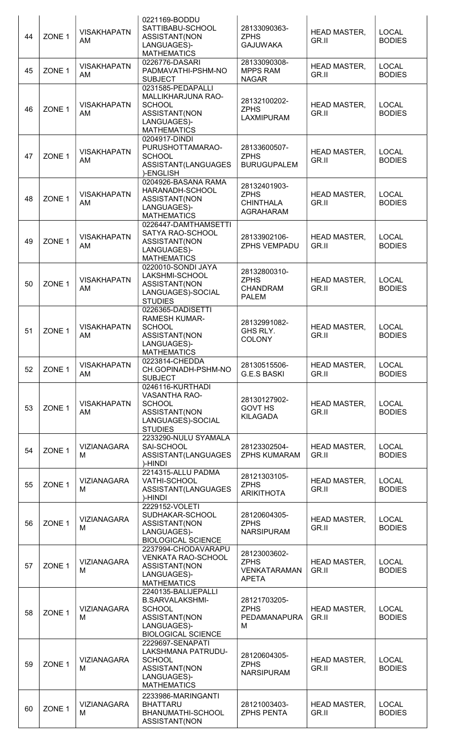| 44 | ZONE 1 | VISAKHAPATNAM | 0221169-BODDU SATTIBABU-SCHOOL ASSISTANT(NON LANGUAGES)-MATHEMATICS | 28133090363-ZPHS GAJUWAKA | HEAD MASTER, GR.II | LOCAL BODIES |
|---|---|---|---|---|---|---|
| 45 | ZONE 1 | VISAKHAPATNAM | 0226776-DASARI PADMAVATHI-PSHM-NO SUBJECT | 28133090308-MPPS RAM NAGAR | HEAD MASTER, GR.II | LOCAL BODIES |
| 46 | ZONE 1 | VISAKHAPATNAM | 0231585-PEDAPALLI MALLIKHARJUNA RAO-SCHOOL ASSISTANT(NON LANGUAGES)-MATHEMATICS | 28132100202-ZPHS LAXMIPURAM | HEAD MASTER, GR.II | LOCAL BODIES |
| 47 | ZONE 1 | VISAKHAPATNAM | 0204917-DINDI PURUSHOTTAMARAO-SCHOOL ASSISTANT(LANGUAGES)-ENGLISH | 28133600507-ZPHS BURUGUPALEM | HEAD MASTER, GR.II | LOCAL BODIES |
| 48 | ZONE 1 | VISAKHAPATNAM | 0204926-BASANA RAMA HARANADH-SCHOOL ASSISTANT(NON LANGUAGES)-MATHEMATICS | 28132401903-ZPHS CHINTHALA AGRAHARAM | HEAD MASTER, GR.II | LOCAL BODIES |
| 49 | ZONE 1 | VISAKHAPATNAM | 0226447-DAMTHAMSETTI SATYA RAO-SCHOOL ASSISTANT(NON LANGUAGES)-MATHEMATICS | 28133902106-ZPHS VEMPADU | HEAD MASTER, GR.II | LOCAL BODIES |
| 50 | ZONE 1 | VISAKHAPATNAM | 0220010-SONDI JAYA LAKSHMI-SCHOOL ASSISTANT(NON LANGUAGES)-SOCIAL STUDIES | 28132800310-ZPHS CHANDRAM PALEM | HEAD MASTER, GR.II | LOCAL BODIES |
| 51 | ZONE 1 | VISAKHAPATNAM | 0226365-DADISETTI RAMESH KUMAR-SCHOOL ASSISTANT(NON LANGUAGES)-MATHEMATICS | 28132991082-GHS RLY. COLONY | HEAD MASTER, GR.II | LOCAL BODIES |
| 52 | ZONE 1 | VISAKHAPATNAM | 0223814-CHEDDA CH.GOPINADH-PSHM-NO SUBJECT | 28130515506-G.E.S BASKI | HEAD MASTER, GR.II | LOCAL BODIES |
| 53 | ZONE 1 | VISAKHAPATNAM | 0246116-KURTHADI VASANTHA RAO-SCHOOL ASSISTANT(NON LANGUAGES)-SOCIAL STUDIES | 28130127902-GOVT HS KILAGADA | HEAD MASTER, GR.II | LOCAL BODIES |
| 54 | ZONE 1 | VIZIANAGARAM | 2233290-NULU SYAMALA SAI-SCHOOL ASSISTANT(LANGUAGES)-HINDI | 28123302504-ZPHS KUMARAM | HEAD MASTER, GR.II | LOCAL BODIES |
| 55 | ZONE 1 | VIZIANAGARAM | 2214315-ALLU PADMA VATHI-SCHOOL ASSISTANT(LANGUAGES)-HINDI | 28121303105-ZPHS ARIKITHOTA | HEAD MASTER, GR.II | LOCAL BODIES |
| 56 | ZONE 1 | VIZIANAGARAM | 2229152-VOLETI SUDHAKAR-SCHOOL ASSISTANT(NON LANGUAGES)-BIOLOGICAL SCIENCE | 28120604305-ZPHS NARSIPURAM | HEAD MASTER, GR.II | LOCAL BODIES |
| 57 | ZONE 1 | VIZIANAGARAM | 2237994-CHODAVARAPU VENKATA RAO-SCHOOL ASSISTANT(NON LANGUAGES)-MATHEMATICS | 28123003602-ZPHS VENKATARAMANAPETA | HEAD MASTER, GR.II | LOCAL BODIES |
| 58 | ZONE 1 | VIZIANAGARAM | 2240135-BALIJEPALLI B.SARVALAKSHMI-SCHOOL ASSISTANT(NON LANGUAGES)-BIOLOGICAL SCIENCE | 28121703205-ZPHS PEDAMANAPURAM | HEAD MASTER, GR.II | LOCAL BODIES |
| 59 | ZONE 1 | VIZIANAGARAM | 2229697-SENAPATI LAKSHMANA PATRUDU-SCHOOL ASSISTANT(NON LANGUAGES)-MATHEMATICS | 28120604305-ZPHS NARSIPURAM | HEAD MASTER, GR.II | LOCAL BODIES |
| 60 | ZONE 1 | VIZIANAGARAM | 2233986-MARINGANTI BHATTARU BHANUMATHI-SCHOOL ASSISTANT(NON | 28121003403-ZPHS PENTA | HEAD MASTER, GR.II | LOCAL BODIES |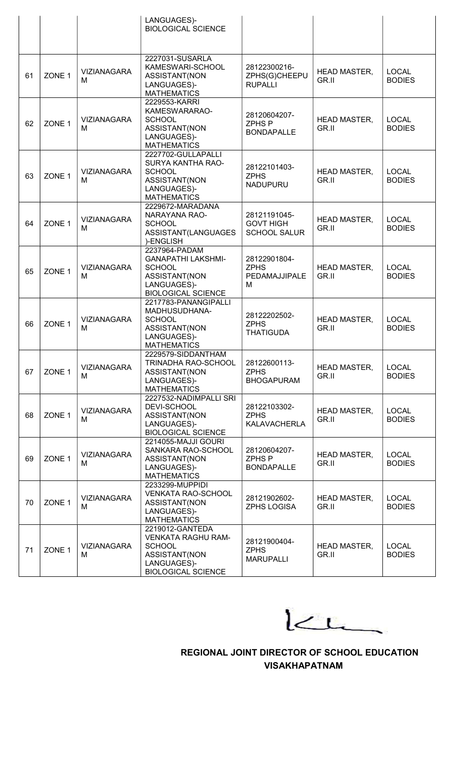| | | | | | | |
|---|---|---|---|---|---|---|
| | | | LANGUAGES)-BIOLOGICAL SCIENCE | | | |
| 61 | ZONE 1 | VIZIANAGARAM | 2227031-SUSARLA KAMESWARI-SCHOOL ASSISTANT(NON LANGUAGES)-MATHEMATICS | 28122300216-ZPHS(G)CHEEPURUPALLI | HEAD MASTER, GR.II | LOCAL BODIES |
| 62 | ZONE 1 | VIZIANAGARAM | 2229553-KARRI KAMESWARARAO-SCHOOL ASSISTANT(NON LANGUAGES)-MATHEMATICS | 28120604207-ZPHS P BONDAPALLE | HEAD MASTER, GR.II | LOCAL BODIES |
| 63 | ZONE 1 | VIZIANAGARAM | 2227702-GULLAPALLI SURYA KANTHA RAO-SCHOOL ASSISTANT(NON LANGUAGES)-MATHEMATICS | 28122101403-ZPHS NADUPURU | HEAD MASTER, GR.II | LOCAL BODIES |
| 64 | ZONE 1 | VIZIANAGARAM | 2229672-MARADANA NARAYANA RAO-SCHOOL ASSISTANT(LANGUAGES)-ENGLISH | 28121191045-GOVT HIGH SCHOOL SALUR | HEAD MASTER, GR.II | LOCAL BODIES |
| 65 | ZONE 1 | VIZIANAGARAM | 2237964-PADAM GANAPATHI LAKSHMI-SCHOOL ASSISTANT(NON LANGUAGES)-BIOLOGICAL SCIENCE | 28122901804-ZPHS PEDAMAJJIPALEM | HEAD MASTER, GR.II | LOCAL BODIES |
| 66 | ZONE 1 | VIZIANAGARAM | 2217783-PANANGIPALLI MADHUSUDHANA-SCHOOL ASSISTANT(NON LANGUAGES)-MATHEMATICS | 28122202502-ZPHS THATIGUDA | HEAD MASTER, GR.II | LOCAL BODIES |
| 67 | ZONE 1 | VIZIANAGARAM | 2229579-SIDDANTHAM TRINADHA RAO-SCHOOL ASSISTANT(NON LANGUAGES)-MATHEMATICS | 28122600113-ZPHS BHOGAPURAM | HEAD MASTER, GR.II | LOCAL BODIES |
| 68 | ZONE 1 | VIZIANAGARAM | 2227532-NADIMPALLI SRI DEVI-SCHOOL ASSISTANT(NON LANGUAGES)-BIOLOGICAL SCIENCE | 28122103302-ZPHS KALAVACHERLA | HEAD MASTER, GR.II | LOCAL BODIES |
| 69 | ZONE 1 | VIZIANAGARAM | 2214055-MAJJI GOURI SANKARA RAO-SCHOOL ASSISTANT(NON LANGUAGES)-MATHEMATICS | 28120604207-ZPHS P BONDAPALLE | HEAD MASTER, GR.II | LOCAL BODIES |
| 70 | ZONE 1 | VIZIANAGARAM | 2233299-MUPPIDI VENKATA RAO-SCHOOL ASSISTANT(NON LANGUAGES)-MATHEMATICS | 28121902602-ZPHS LOGISA | HEAD MASTER, GR.II | LOCAL BODIES |
| 71 | ZONE 1 | VIZIANAGARAM | 2219012-GANTEDA VENKATA RAGHU RAM-SCHOOL ASSISTANT(NON LANGUAGES)-BIOLOGICAL SCIENCE | 28121900404-ZPHS MARUPALLI | HEAD MASTER, GR.II | LOCAL BODIES |

**REGIONAL JOINT DIRECTOR OF SCHOOL EDUCATION**
**VISAKHAPATNAM**